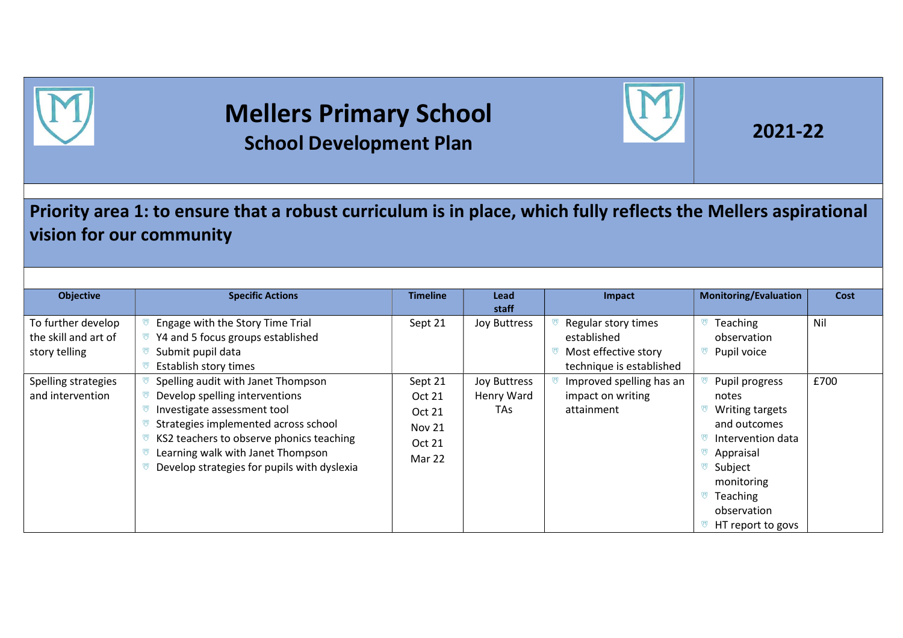# Mellers Primary School

## School Development Plan

## 2021-22

## Priority area 1: to ensure that a robust curriculum is in place, which fully reflects the Mellers aspirational vision for our community

| Objective | Specific Actions | Timeline | Lead staff | Impact | Monitoring/Evaluation | Cost |
|---|---|---|---|---|---|---|
| To further develop the skill and art of story telling | • Engage with the Story Time Trial<br>• Y4 and 5 focus groups established<br>• Submit pupil data<br>• Establish story times | Sept 21 | Joy Buttress | • Regular story times established<br>• Most effective story technique is established | • Teaching observation<br>• Pupil voice | Nil |
| Spelling strategies and intervention | • Spelling audit with Janet Thompson<br>• Develop spelling interventions<br>• Investigate assessment tool<br>• Strategies implemented across school<br>• KS2 teachers to observe phonics teaching<br>• Learning walk with Janet Thompson<br>• Develop strategies for pupils with dyslexia | Sept 21<br>Oct 21<br>Oct 21<br>Nov 21<br>Oct 21<br>Mar 22 | Joy Buttress<br>Henry Ward<br>TAs | • Improved spelling has an impact on writing attainment | • Pupil progress notes<br>• Writing targets and outcomes<br>• Intervention data<br>• Appraisal<br>• Subject monitoring<br>• Teaching observation<br>• HT report to govs | £700 |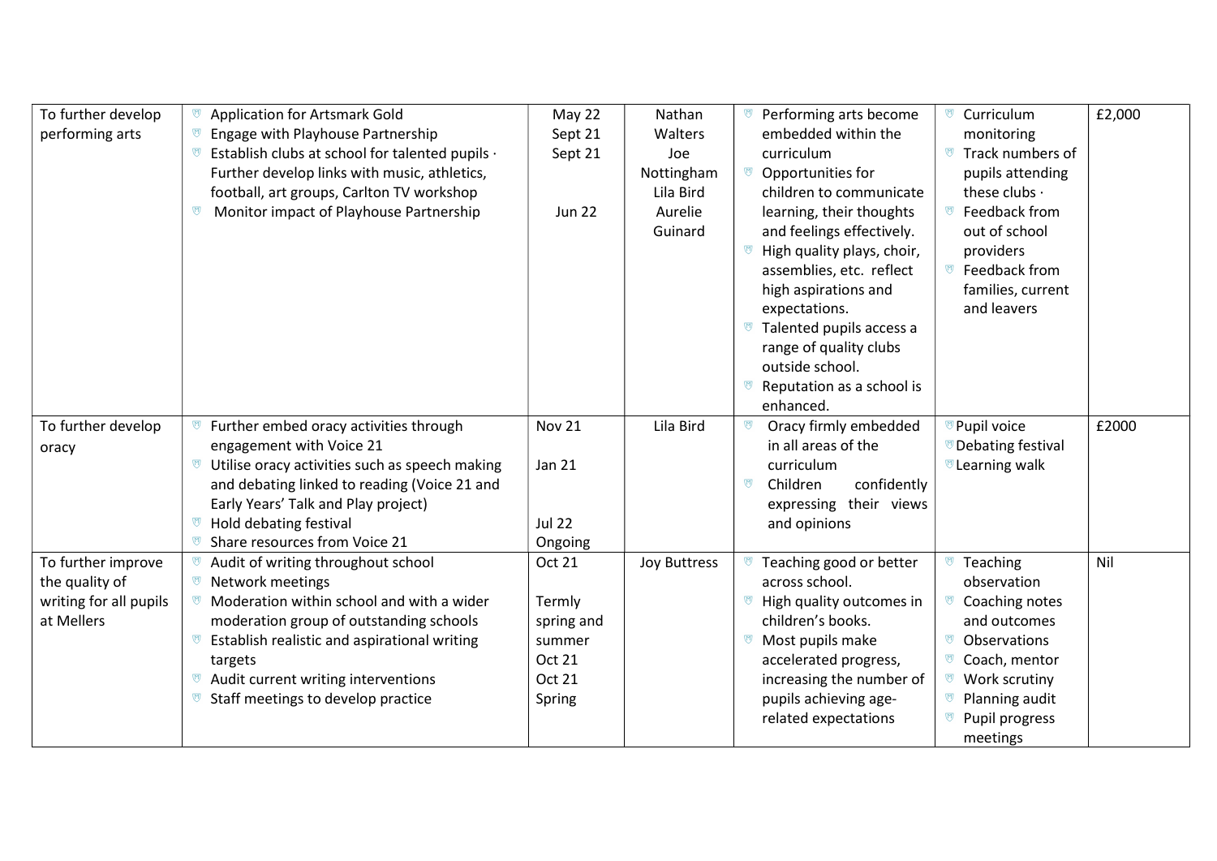| To further develop performing arts | Application for Artsmark Gold<br>Engage with Playhouse Partnership<br>Establish clubs at school for talented pupils · Further develop links with music, athletics, football, art groups, Carlton TV workshop<br>Monitor impact of Playhouse Partnership | May 22<br>Sept 21<br>Sept 21<br><br><br>Jun 22 | Nathan Walters<br>Joe Nottingham<br>Lila Bird<br>Aurelie Guinard | Performing arts become embedded within the curriculum<br>Opportunities for children to communicate learning, their thoughts and feelings effectively.<br>High quality plays, choir, assemblies, etc. reflect high aspirations and expectations.<br>Talented pupils access a range of quality clubs outside school.<br>Reputation as a school is enhanced. | Curriculum monitoring<br>Track numbers of pupils attending these clubs ·<br>Feedback from out of school providers<br>Feedback from families, current and leavers | £2,000 |
|---|---|---|---|---|---|---|
| To further develop oracy | Further embed oracy activities through engagement with Voice 21<br>Utilise oracy activities such as speech making and debating linked to reading (Voice 21 and Early Years' Talk and Play project)<br>Hold debating festival<br>Share resources from Voice 21 | Nov 21<br><br>Jan 21<br><br><br>Jul 22<br>Ongoing | Lila Bird | Oracy firmly embedded in all areas of the curriculum<br>Children confidently expressing their views and opinions | Pupil voice<br>Debating festival<br>Learning walk | £2000 |
| To further improve the quality of writing for all pupils at Mellers | Audit of writing throughout school<br>Network meetings<br>Moderation within school and with a wider moderation group of outstanding schools<br>Establish realistic and aspirational writing targets<br>Audit current writing interventions<br>Staff meetings to develop practice | Oct 21<br><br>Termly<br>spring and summer<br>Oct 21<br>Oct 21<br>Spring | Joy Buttress | Teaching good or better across school.<br>High quality outcomes in children's books.<br>Most pupils make accelerated progress, increasing the number of pupils achieving age-related expectations | Teaching observation<br>Coaching notes and outcomes<br>Observations<br>Coach, mentor<br>Work scrutiny<br>Planning audit<br>Pupil progress meetings | Nil |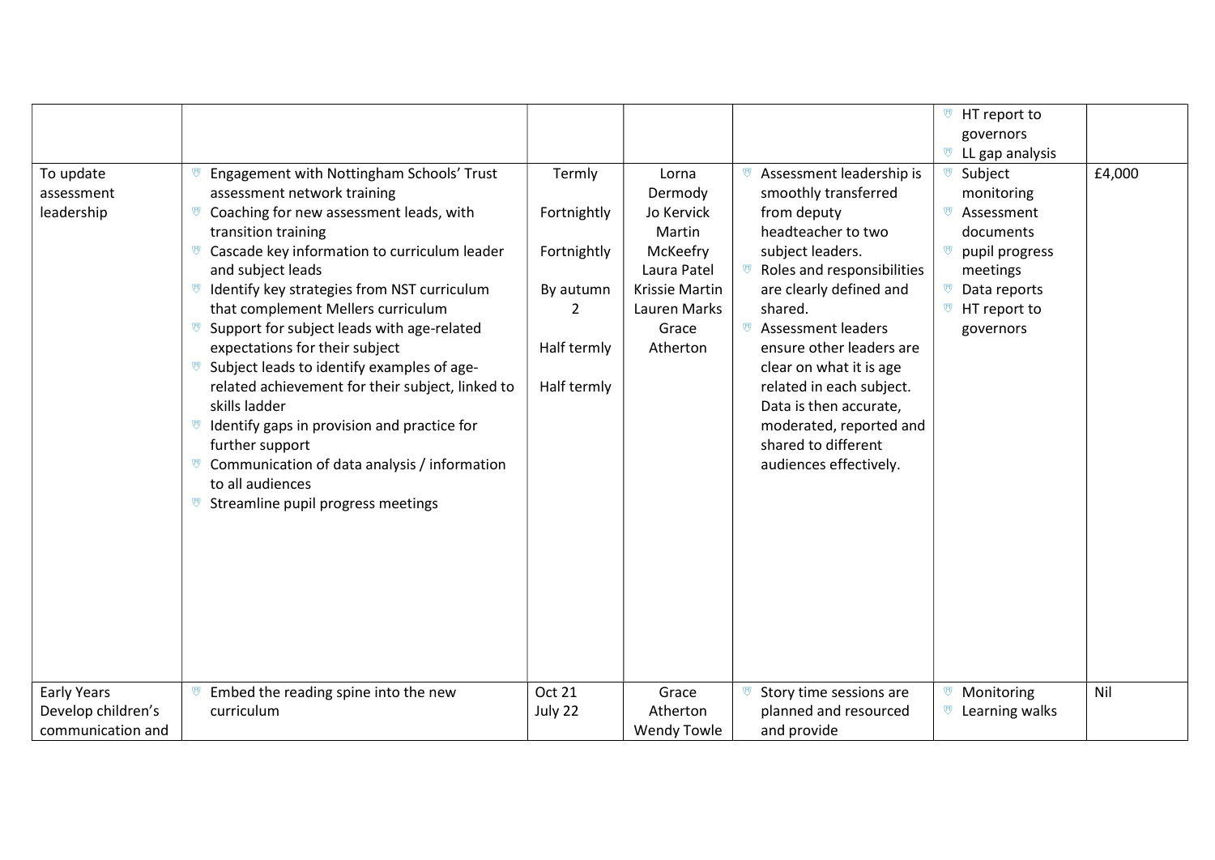| | | | | | | |
|---|---|---|---|---|---|---|
| | | | | | • HT report to governors<br>• LL gap analysis | |
| To update assessment leadership | • Engagement with Nottingham Schools' Trust assessment network training<br>• Coaching for new assessment leads, with transition training<br>• Cascade key information to curriculum leader and subject leads<br>• Identify key strategies from NST curriculum that complement Mellers curriculum<br>• Support for subject leads with age-related expectations for their subject<br>• Subject leads to identify examples of age-related achievement for their subject, linked to skills ladder<br>• Identify gaps in provision and practice for further support<br>• Communication of data analysis / information to all audiences<br>• Streamline pupil progress meetings | Termly<br><br>Fortnightly<br><br>Fortnightly<br><br>By autumn 2<br><br>Half termly<br><br>Half termly | Lorna Dermody<br>Jo Kervick<br>Martin McKeefry<br>Laura Patel<br>Krissie Martin<br>Lauren Marks<br>Grace Atherton | • Assessment leadership is smoothly transferred from deputy headteacher to two subject leaders.<br>• Roles and responsibilities are clearly defined and shared.<br>• Assessment leaders ensure other leaders are clear on what it is age related in each subject. Data is then accurate, moderated, reported and shared to different audiences effectively. | • Subject monitoring<br>• Assessment documents<br>• pupil progress meetings<br>• Data reports<br>• HT report to governors | £4,000 |
| Early Years<br>Develop children's communication and | • Embed the reading spine into the new curriculum | Oct 21<br>July 22 | Grace Atherton<br>Wendy Towle | • Story time sessions are planned and resourced and provide | • Monitoring<br>• Learning walks | Nil |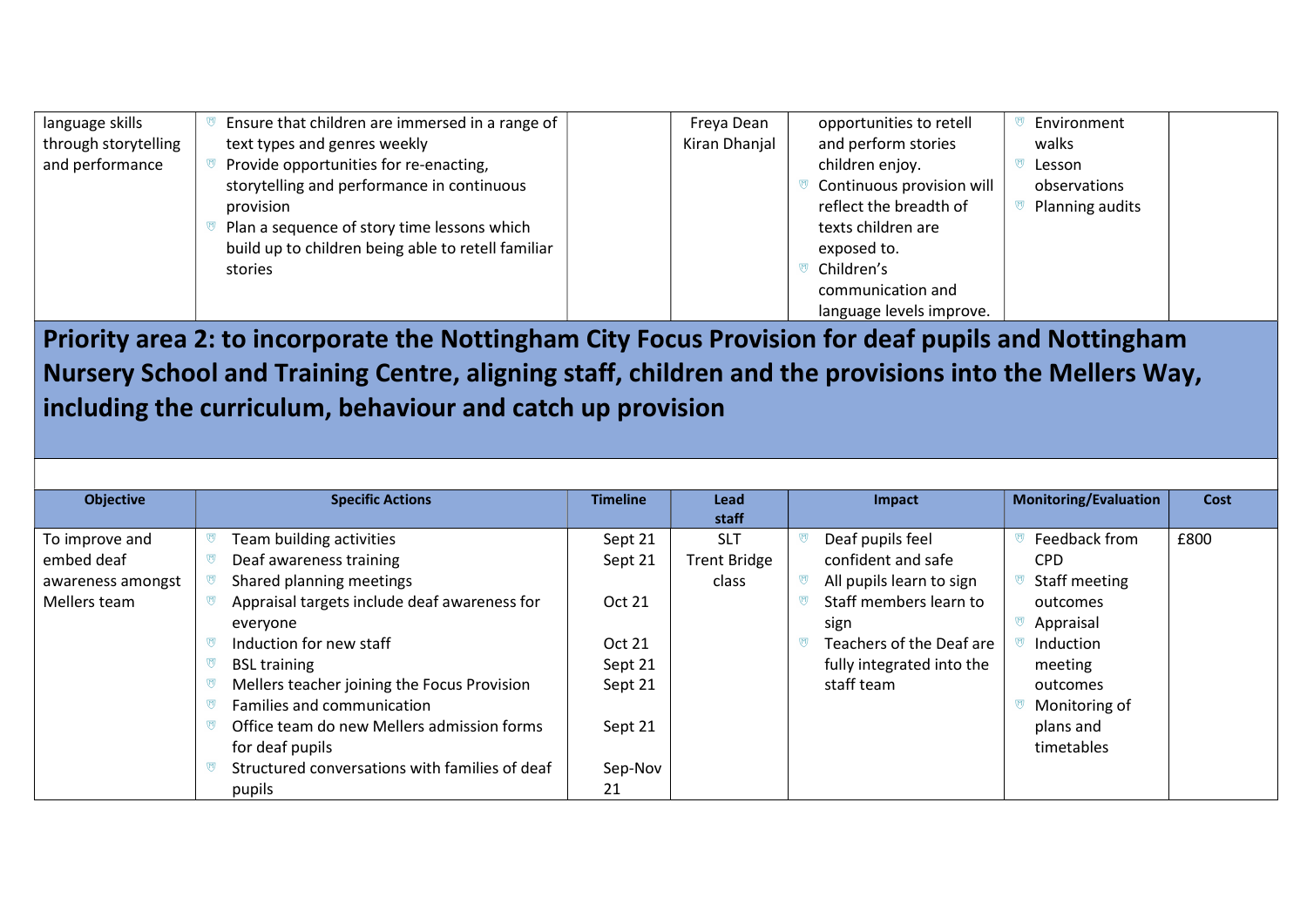| | | | | | | |
|---|---|---|---|---|---|---|
| language skills through storytelling and performance | • Ensure that children are immersed in a range of text types and genres weekly<br>• Provide opportunities for re-enacting, storytelling and performance in continuous provision<br>• Plan a sequence of story time lessons which build up to children being able to retell familiar stories | | Freya Dean<br>Kiran Dhanjal | opportunities to retell and perform stories children enjoy.<br>• Continuous provision will reflect the breadth of texts children are exposed to.<br>• Children's communication and language levels improve. | • Environment walks<br>• Lesson observations<br>• Planning audits | |

## Priority area 2: to incorporate the Nottingham City Focus Provision for deaf pupils and Nottingham Nursery School and Training Centre, aligning staff, children and the provisions into the Mellers Way, including the curriculum, behaviour and catch up provision

| Objective | Specific Actions | Timeline | Lead staff | Impact | Monitoring/Evaluation | Cost |
|---|---|---|---|---|---|---|
| To improve and embed deaf awareness amongst Mellers team | • Team building activities<br>• Deaf awareness training<br>• Shared planning meetings<br>• Appraisal targets include deaf awareness for everyone<br>• Induction for new staff<br>• BSL training<br>• Mellers teacher joining the Focus Provision<br>• Families and communication<br>• Office team do new Mellers admission forms for deaf pupils<br>• Structured conversations with families of deaf pupils | Sept 21<br>Sept 21<br><br>Oct 21<br><br>Oct 21<br>Sept 21<br>Sept 21<br><br>Sept 21<br><br>Sep-Nov 21 | SLT<br>Trent Bridge class | • Deaf pupils feel confident and safe<br>• All pupils learn to sign<br>• Staff members learn to sign<br>• Teachers of the Deaf are fully integrated into the staff team | • Feedback from CPD<br>• Staff meeting outcomes<br>• Appraisal<br>• Induction meeting outcomes<br>• Monitoring of plans and timetables | £800 |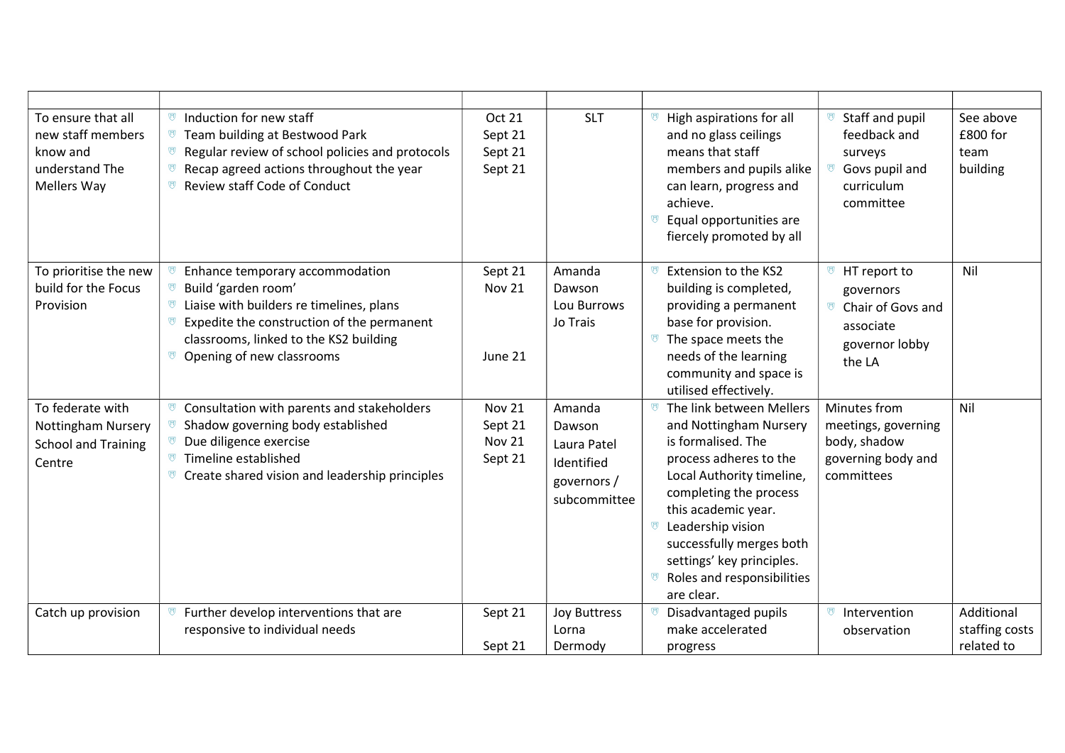| | | | | | | |
|---|---|---|---|---|---|---|
| To ensure that all new staff members know and understand The Mellers Way | • Induction for new staff<br>• Team building at Bestwood Park<br>• Regular review of school policies and protocols<br>• Recap agreed actions throughout the year<br>• Review staff Code of Conduct | Oct 21<br>Sept 21<br>Sept 21<br>Sept 21 | SLT | • High aspirations for all and no glass ceilings means that staff members and pupils alike can learn, progress and achieve.<br>• Equal opportunities are fiercely promoted by all | • Staff and pupil feedback and surveys<br>• Govs pupil and curriculum committee | See above £800 for team building |
| To prioritise the new build for the Focus Provision | • Enhance temporary accommodation<br>• Build 'garden room'<br>• Liaise with builders re timelines, plans<br>• Expedite the construction of the permanent classrooms, linked to the KS2 building<br>• Opening of new classrooms | Sept 21<br>Nov 21<br><br><br>June 21 | Amanda Dawson<br>Lou Burrows<br>Jo Trais | • Extension to the KS2 building is completed, providing a permanent base for provision.<br>• The space meets the needs of the learning community and space is utilised effectively. | • HT report to governors<br>• Chair of Govs and associate governor lobby the LA | Nil |
| To federate with Nottingham Nursery School and Training Centre | • Consultation with parents and stakeholders<br>• Shadow governing body established<br>• Due diligence exercise<br>• Timeline established<br>• Create shared vision and leadership principles | Nov 21<br>Sept 21<br>Nov 21<br>Sept 21 | Amanda Dawson<br>Laura Patel<br>Identified governors / subcommittee | • The link between Mellers and Nottingham Nursery is formalised. The process adheres to the Local Authority timeline, completing the process this academic year.<br>• Leadership vision successfully merges both settings' key principles.<br>• Roles and responsibilities are clear. | Minutes from meetings, governing body, shadow governing body and committees | Nil |
| Catch up provision | • Further develop interventions that are responsive to individual needs | Sept 21<br><br>Sept 21 | Joy Buttress<br>Lorna Dermody | • Disadvantaged pupils make accelerated progress | • Intervention observation | Additional staffing costs related to |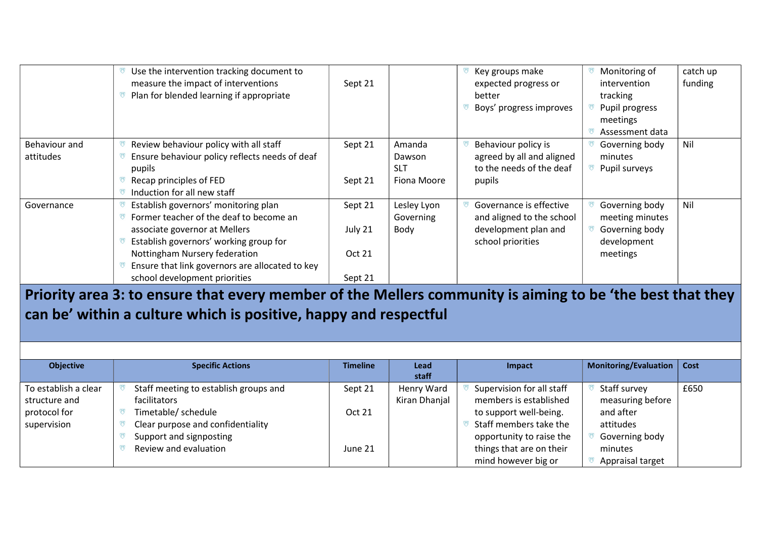| | | | | | | |
|---|---|---|---|---|---|---|
| | • Use the intervention tracking document to measure the impact of interventions<br>• Plan for blended learning if appropriate | Sept 21 | | • Key groups make expected progress or better<br>• Boys' progress improves | • Monitoring of intervention tracking<br>• Pupil progress meetings<br>• Assessment data | catch up funding |
| Behaviour and attitudes | • Review behaviour policy with all staff<br>• Ensure behaviour policy reflects needs of deaf pupils<br>• Recap principles of FED<br>• Induction for all new staff | Sept 21<br><br>Sept 21 | Amanda Dawson<br>SLT<br>Fiona Moore | • Behaviour policy is agreed by all and aligned to the needs of the deaf pupils | • Governing body minutes<br>• Pupil surveys | Nil |
| Governance | • Establish governors' monitoring plan<br>• Former teacher of the deaf to become an associate governor at Mellers<br>• Establish governors' working group for Nottingham Nursery federation<br>• Ensure that link governors are allocated to key school development priorities | Sept 21<br>July 21<br>Oct 21<br>Sept 21 | Lesley Lyon<br>Governing Body | • Governance is effective and aligned to the school development plan and school priorities | • Governing body meeting minutes<br>• Governing body development meetings | Nil |

## Priority area 3: to ensure that every member of the Mellers community is aiming to be 'the best that they can be' within a culture which is positive, happy and respectful

| Objective | Specific Actions | Timeline | Lead staff | Impact | Monitoring/Evaluation | Cost |
|---|---|---|---|---|---|---|
| To establish a clear structure and protocol for supervision | • Staff meeting to establish groups and facilitators<br>• Timetable/ schedule<br>• Clear purpose and confidentiality<br>• Support and signposting<br>• Review and evaluation | Sept 21<br>Oct 21<br><br><br>June 21 | Henry Ward<br>Kiran Dhanjal | • Supervision for all staff members is established to support well-being.<br>• Staff members take the opportunity to raise the things that are on their mind however big or | • Staff survey measuring before and after attitudes<br>• Governing body minutes<br>• Appraisal target | £650 |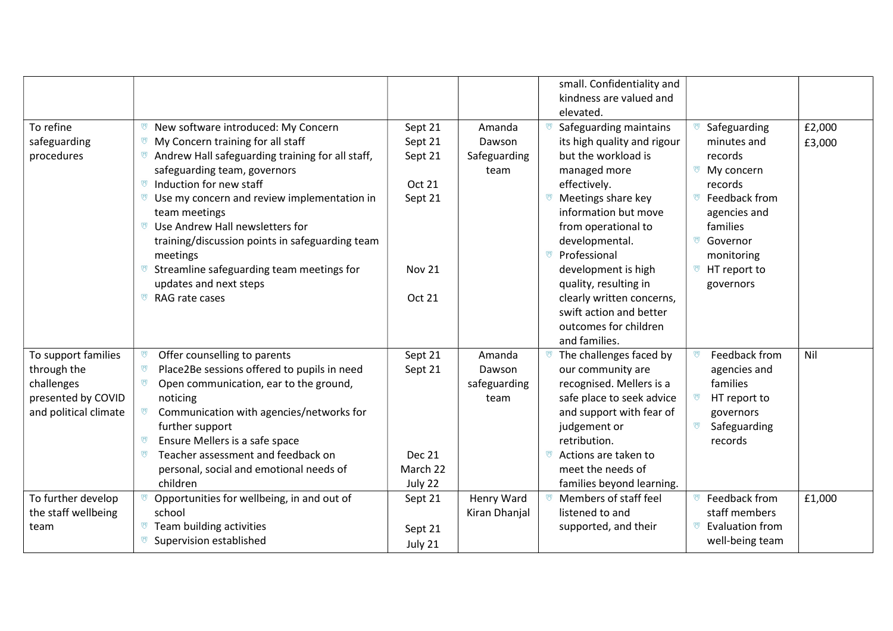| | | | | | | |
|---|---|---|---|---|---|---|
| | | | | small. Confidentiality and kindness are valued and elevated. | | |
| To refine safeguarding procedures | • New software introduced: My Concern<br>• My Concern training for all staff<br>• Andrew Hall safeguarding training for all staff, safeguarding team, governors<br>• Induction for new staff<br>• Use my concern and review implementation in team meetings<br>• Use Andrew Hall newsletters for training/discussion points in safeguarding team meetings<br>• Streamline safeguarding team meetings for updates and next steps<br>• RAG rate cases | Sept 21<br>Sept 21<br>Sept 21<br><br>Oct 21<br>Sept 21<br><br><br><br><br>Nov 21<br><br>Oct 21 | Amanda Dawson Safeguarding team | • Safeguarding maintains its high quality and rigour but the workload is managed more effectively.<br>• Meetings share key information but move from operational to developmental.<br>• Professional development is high quality, resulting in clearly written concerns, swift action and better outcomes for children and families. | • Safeguarding minutes and records<br>• My concern records<br>• Feedback from agencies and families<br>• Governor monitoring<br>• HT report to governors | £2,000<br>£3,000 |
| To support families through the challenges presented by COVID and political climate | • Offer counselling to parents<br>• Place2Be sessions offered to pupils in need<br>• Open communication, ear to the ground, noticing<br>• Communication with agencies/networks for further support<br>• Ensure Mellers is a safe space<br>• Teacher assessment and feedback on personal, social and emotional needs of children | Sept 21<br>Sept 21<br><br><br><br><br>Dec 21<br>March 22<br>July 22 | Amanda Dawson safeguarding team | • The challenges faced by our community are recognised. Mellers is a safe place to seek advice and support with fear of judgement or retribution.<br>• Actions are taken to meet the needs of families beyond learning. | • Feedback from agencies and families<br>• HT report to governors<br>• Safeguarding records | Nil |
| To further develop the staff wellbeing team | • Opportunities for wellbeing, in and out of school<br>• Team building activities<br>• Supervision established | Sept 21<br><br>Sept 21<br>July 21 | Henry Ward Kiran Dhanjal | • Members of staff feel listened to and supported, and their | • Feedback from staff members<br>• Evaluation from well-being team | £1,000 |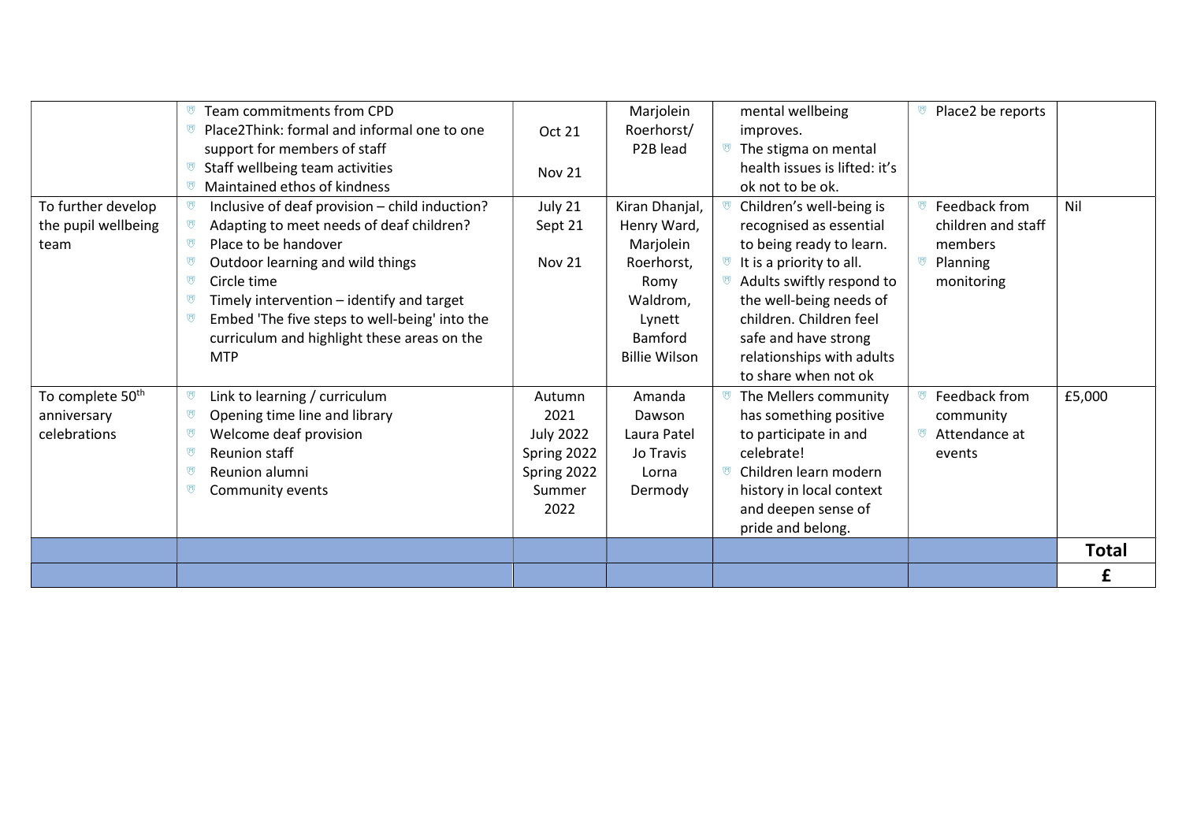| | | | | | | |
|---|---|---|---|---|---|---|
| | • Team commitments from CPD<br>• Place2Think: formal and informal one to one support for members of staff<br>• Staff wellbeing team activities<br>• Maintained ethos of kindness | Oct 21<br><br>Nov 21 | Marjolein Roerhorst/ P2B lead | mental wellbeing improves.<br>• The stigma on mental health issues is lifted: it's ok not to be ok. | • Place2 be reports | |
| To further develop the pupil wellbeing team | • Inclusive of deaf provision – child induction?<br>• Adapting to meet needs of deaf children?<br>• Place to be handover<br>• Outdoor learning and wild things<br>• Circle time<br>• Timely intervention – identify and target<br>• Embed 'The five steps to well-being' into the curriculum and highlight these areas on the MTP | July 21<br>Sept 21<br><br>Nov 21 | Kiran Dhanjal, Henry Ward, Marjolein Roerhorst, Romy Waldrom, Lynett Bamford Billie Wilson | • Children's well-being is recognised as essential to being ready to learn.<br>• It is a priority to all.<br>• Adults swiftly respond to the well-being needs of children. Children feel safe and have strong relationships with adults to share when not ok | • Feedback from children and staff members<br>• Planning monitoring | Nil |
| To complete 50th anniversary celebrations | • Link to learning / curriculum<br>• Opening time line and library<br>• Welcome deaf provision<br>• Reunion staff<br>• Reunion alumni<br>• Community events | Autumn 2021<br>July 2022<br>Spring 2022<br>Spring 2022<br>Summer 2022 | Amanda Dawson<br>Laura Patel<br>Jo Travis<br>Lorna Dermody | • The Mellers community has something positive to participate in and celebrate!<br>• Children learn modern history in local context and deepen sense of pride and belong. | • Feedback from community<br>• Attendance at events | £5,000 |
| | | | | | | **Total** |
| | | | | | | **£** |